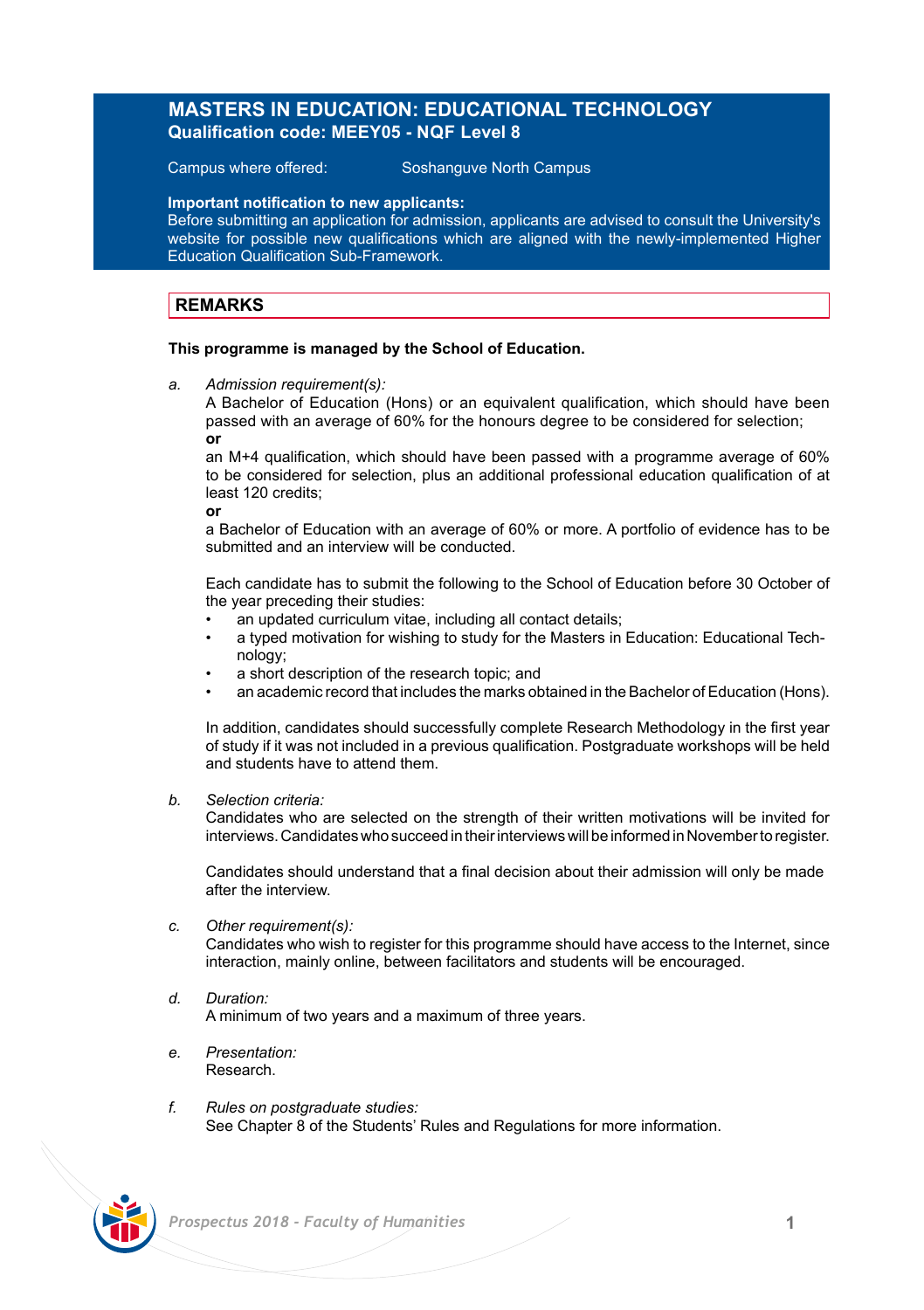# MASTERS IN EDUCATION: EDUCATIONAL TECHNOLOGY

**Qualification code: MEEY05 - NQF Level 8**

Campus where offered: Soshanguve North Campus

**Important notification to new applicants:**
Before submitting an application for admission, applicants are advised to consult the University's website for possible new qualifications which are aligned with the newly-implemented Higher Education Qualification Sub-Framework.

## REMARKS

**This programme is managed by the School of Education.**

a. *Admission requirement(s):*
A Bachelor of Education (Hons) or an equivalent qualification, which should have been passed with an average of 60% for the honours degree to be considered for selection;
**or**
an M+4 qualification, which should have been passed with a programme average of 60% to be considered for selection, plus an additional professional education qualification of at least 120 credits;
**or**
a Bachelor of Education with an average of 60% or more. A portfolio of evidence has to be submitted and an interview will be conducted.

Each candidate has to submit the following to the School of Education before 30 October of the year preceding their studies:

- an updated curriculum vitae, including all contact details;
- a typed motivation for wishing to study for the Masters in Education: Educational Technology;
- a short description of the research topic; and
- an academic record that includes the marks obtained in the Bachelor of Education (Hons).

In addition, candidates should successfully complete Research Methodology in the first year of study if it was not included in a previous qualification. Postgraduate workshops will be held and students have to attend them.

b. *Selection criteria:*
Candidates who are selected on the strength of their written motivations will be invited for interviews. Candidates who succeed in their interviews will be informed in November to register.

Candidates should understand that a final decision about their admission will only be made after the interview.

c. *Other requirement(s):*
Candidates who wish to register for this programme should have access to the Internet, since interaction, mainly online, between facilitators and students will be encouraged.

d. *Duration:*
A minimum of two years and a maximum of three years.

e. *Presentation:*
Research.

f. *Rules on postgraduate studies:*
See Chapter 8 of the Students' Rules and Regulations for more information.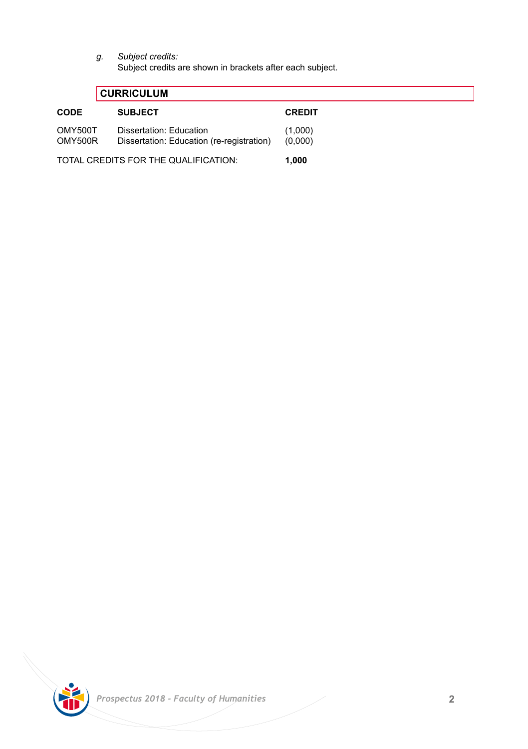*g. Subject credits:*
Subject credits are shown in brackets after each subject.

## CURRICULUM

| CODE | SUBJECT | CREDIT |
|---|---|---|
| OMY500T | Dissertation: Education | (1,000) |
| OMY500R | Dissertation: Education (re-registration) | (0,000) |

TOTAL CREDITS FOR THE QUALIFICATION: **1,000**